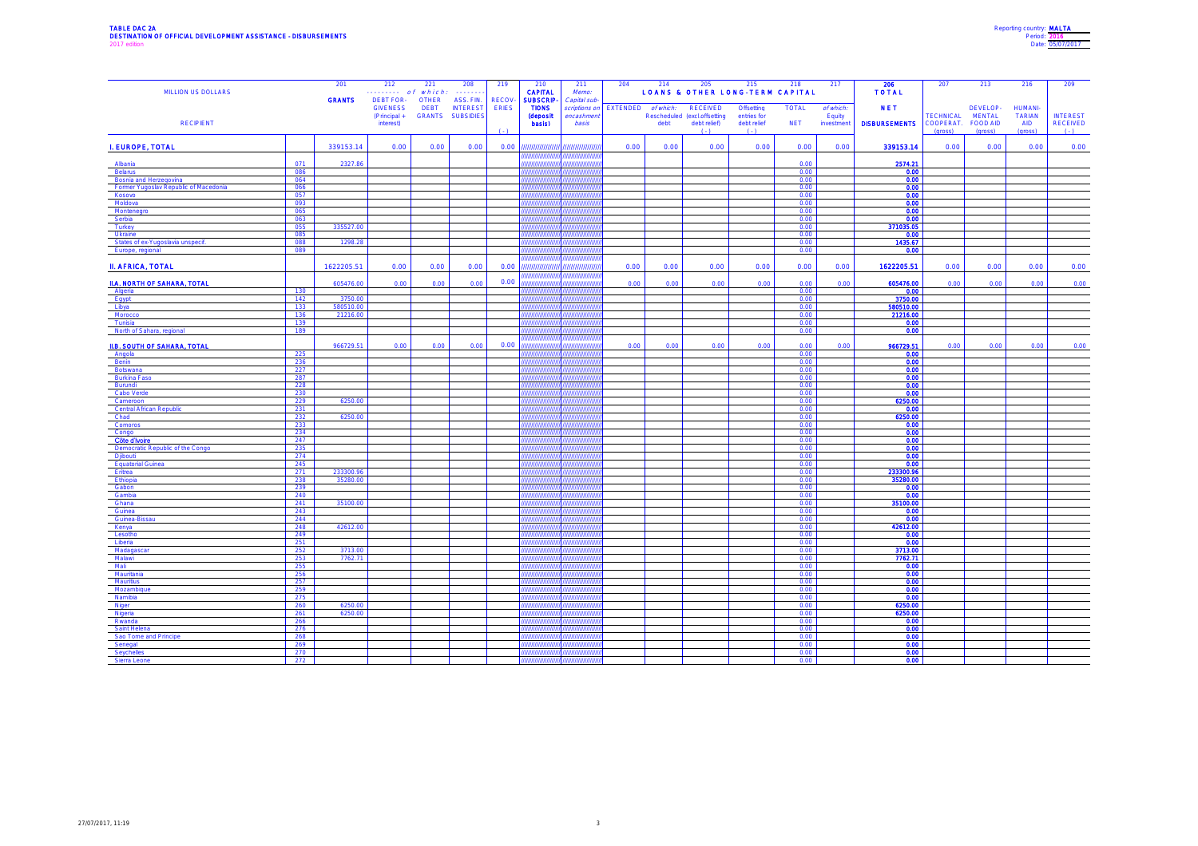**TABLE DAC 2A**
**DESTINATION OF OFFICIAL DEVELOPMENT ASSISTANCE - DISBURSEMENTS**
2017 edition

Reporting country: **MALTA**
Period: 2016
Date: 05/07/2017

| MILLION US DOLLARS | | 201 | 212 | 221 | 208 | 219 | 210 | 211 | 204 | 214 | 205 | 215 | 218 | 217 | 206 | 207 | 213 | 216 | 209 |
|---|---|---|---|---|---|---|---|---|---|---|---|---|---|---|---|---|---|---|---|
| | | GRANTS | --------- of which: ------- | | | RECOV-ERIES | CAPITAL SUBSCRIP-TIONS (deposit basis) | Memo: Capital sub-scriptions on encashment basis | LOANS & OTHER LONG-TERM CAPITAL | | | | | | TOTAL | | | | |
| RECIPIENT | | | DEBT FOR-GIVENESS (Principal + interest) | OTHER DEBT GRANTS | ASS. FIN. INTEREST SUBSIDIES | (-) | | | EXTENDED | of which: Rescheduled debt | RECEIVED (excl.offsetting debt relief) (-) | Offsetting entries for debt relief (-) | TOTAL NET | of which: Equity investment | NET DISBURSEMENTS | TECHNICAL COOPERAT. (gross) | DEVELOP-MENTAL FOOD AID (gross) | HUMANI-TARIAN AID (gross) | INTEREST RECEIVED (-) |
| **I. EUROPE, TOTAL** | | 339153.14 | 0.00 | 0.00 | 0.00 | 0.00 | | | 0.00 | 0.00 | 0.00 | 0.00 | 0.00 | 0.00 | 339153.14 | 0.00 | 0.00 | 0.00 | 0.00 |
| Albania | 071 | 2327.86 | | | | | | | | | | | 0.00 | | 2574.21 | | | | |
| Belarus | 086 | | | | | | | | | | | | 0.00 | | 0.00 | | | | |
| Bosnia and Herzegovina | 064 | | | | | | | | | | | | 0.00 | | 0.00 | | | | |
| Former Yugoslav Republic of Macedonia | 066 | | | | | | | | | | | | 0.00 | | 0.00 | | | | |
| Kosovo | 057 | | | | | | | | | | | | 0.00 | | 0.00 | | | | |
| Moldova | 093 | | | | | | | | | | | | 0.00 | | 0.00 | | | | |
| Montenegro | 065 | | | | | | | | | | | | 0.00 | | 0.00 | | | | |
| Serbia | 063 | | | | | | | | | | | | 0.00 | | 0.00 | | | | |
| Turkey | 055 | 335527.00 | | | | | | | | | | | 0.00 | | 371035.05 | | | | |
| Ukraine | 085 | | | | | | | | | | | | 0.00 | | 0.00 | | | | |
| States of ex-Yugoslavia unspecif. | 088 | 1298.28 | | | | | | | | | | | 0.00 | | 1435.67 | | | | |
| Europe, regional | 089 | | | | | | | | | | | | 0.00 | | 0.00 | | | | |
| **II. AFRICA, TOTAL** | | 1622205.51 | 0.00 | 0.00 | 0.00 | 0.00 | | | 0.00 | 0.00 | 0.00 | 0.00 | 0.00 | 0.00 | 1622205.51 | 0.00 | 0.00 | 0.00 | 0.00 |
| **II.A. NORTH OF SAHARA, TOTAL** | | 605476.00 | 0.00 | 0.00 | 0.00 | 0.00 | | | 0.00 | 0.00 | 0.00 | 0.00 | 0.00 | 0.00 | 605476.00 | 0.00 | 0.00 | 0.00 | 0.00 |
| Algeria | 130 | | | | | | | | | | | | 0.00 | | 0.00 | | | | |
| Egypt | 142 | 3750.00 | | | | | | | | | | | 0.00 | | 3750.00 | | | | |
| Libya | 133 | 580510.00 | | | | | | | | | | | 0.00 | | 580510.00 | | | | |
| Morocco | 136 | 21216.00 | | | | | | | | | | | 0.00 | | 21216.00 | | | | |
| Tunisia | 139 | | | | | | | | | | | | 0.00 | | 0.00 | | | | |
| North of Sahara, regional | 189 | | | | | | | | | | | | 0.00 | | 0.00 | | | | |
| **II.B. SOUTH OF SAHARA, TOTAL** | | 966729.51 | 0.00 | 0.00 | 0.00 | 0.00 | | | 0.00 | 0.00 | 0.00 | 0.00 | 0.00 | 0.00 | 966729.51 | 0.00 | 0.00 | 0.00 | 0.00 |
| Angola | 225 | | | | | | | | | | | | 0.00 | | 0.00 | | | | |
| Benin | 236 | | | | | | | | | | | | 0.00 | | 0.00 | | | | |
| Botswana | 227 | | | | | | | | | | | | 0.00 | | 0.00 | | | | |
| Burkina Faso | 287 | | | | | | | | | | | | 0.00 | | 0.00 | | | | |
| Burundi | 228 | | | | | | | | | | | | 0.00 | | 0.00 | | | | |
| Cabo Verde | 230 | | | | | | | | | | | | 0.00 | | 0.00 | | | | |
| Cameroon | 229 | 6250.00 | | | | | | | | | | | 0.00 | | 6250.00 | | | | |
| Central African Republic | 231 | | | | | | | | | | | | 0.00 | | 0.00 | | | | |
| Chad | 232 | 6250.00 | | | | | | | | | | | 0.00 | | 6250.00 | | | | |
| Comoros | 233 | | | | | | | | | | | | 0.00 | | 0.00 | | | | |
| Congo | 234 | | | | | | | | | | | | 0.00 | | 0.00 | | | | |
| Côte d'Ivoire | 247 | | | | | | | | | | | | 0.00 | | 0.00 | | | | |
| Democratic Republic of the Congo | 235 | | | | | | | | | | | | 0.00 | | 0.00 | | | | |
| Djibouti | 274 | | | | | | | | | | | | 0.00 | | 0.00 | | | | |
| Equatorial Guinea | 245 | | | | | | | | | | | | 0.00 | | 0.00 | | | | |
| Eritrea | 271 | 233300.96 | | | | | | | | | | | 0.00 | | 233300.96 | | | | |
| Ethiopia | 238 | 35280.00 | | | | | | | | | | | 0.00 | | 35280.00 | | | | |
| Gabon | 239 | | | | | | | | | | | | 0.00 | | 0.00 | | | | |
| Gambia | 240 | | | | | | | | | | | | 0.00 | | 0.00 | | | | |
| Ghana | 241 | 35100.00 | | | | | | | | | | | 0.00 | | 35100.00 | | | | |
| Guinea | 243 | | | | | | | | | | | | 0.00 | | 0.00 | | | | |
| Guinea-Bissau | 244 | | | | | | | | | | | | 0.00 | | 0.00 | | | | |
| Kenya | 248 | 42612.00 | | | | | | | | | | | 0.00 | | 42612.00 | | | | |
| Lesotho | 249 | | | | | | | | | | | | 0.00 | | 0.00 | | | | |
| Liberia | 251 | | | | | | | | | | | | 0.00 | | 0.00 | | | | |
| Madagascar | 252 | 3713.00 | | | | | | | | | | | 0.00 | | 3713.00 | | | | |
| Malawi | 253 | 7762.71 | | | | | | | | | | | 0.00 | | 7762.71 | | | | |
| Mali | 255 | | | | | | | | | | | | 0.00 | | 0.00 | | | | |
| Mauritania | 256 | | | | | | | | | | | | 0.00 | | 0.00 | | | | |
| Mauritius | 257 | | | | | | | | | | | | 0.00 | | 0.00 | | | | |
| Mozambique | 259 | | | | | | | | | | | | 0.00 | | 0.00 | | | | |
| Namibia | 275 | | | | | | | | | | | | 0.00 | | 0.00 | | | | |
| Niger | 260 | 6250.00 | | | | | | | | | | | 0.00 | | 6250.00 | | | | |
| Nigeria | 261 | 6250.00 | | | | | | | | | | | 0.00 | | 6250.00 | | | | |
| Rwanda | 266 | | | | | | | | | | | | 0.00 | | 0.00 | | | | |
| Saint Helena | 276 | | | | | | | | | | | | 0.00 | | 0.00 | | | | |
| Sao Tome and Principe | 268 | | | | | | | | | | | | 0.00 | | 0.00 | | | | |
| Senegal | 269 | | | | | | | | | | | | 0.00 | | 0.00 | | | | |
| Seychelles | 270 | | | | | | | | | | | | 0.00 | | 0.00 | | | | |
| Sierra Leone | 272 | | | | | | | | | | | | 0.00 | | 0.00 | | | | |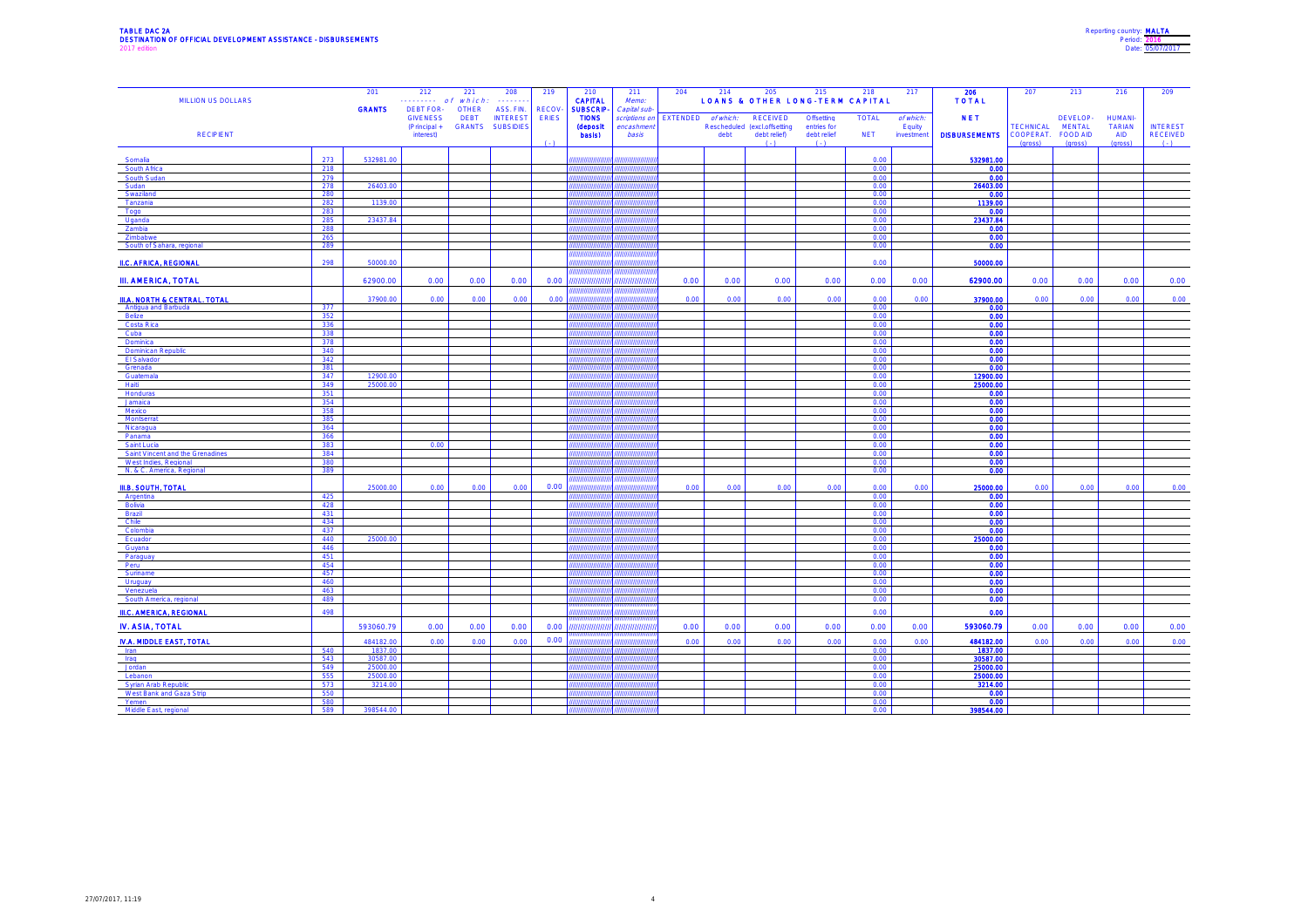**TABLE DAC 2A**
**DESTINATION OF OFFICIAL DEVELOPMENT ASSISTANCE - DISBURSEMENTS**
2017 edition

Reporting country: **MALTA**
Period: **2016**
Date: 05/07/2017

| MILLION US DOLLARS | | 201 | 212 | 221 | 208 | 219 | 210 | 211 | 204 | 214 | 205 | 215 | 218 | 217 | 206 | 207 | 213 | 216 | 209 |
|---|---|---|---|---|---|---|---|---|---|---|---|---|---|---|---|---|---|---|---|
| | | **GRANTS** | --------- *of which:* ------- | | | RECOV-ERIES | CAPITAL SUBSCRIP-TIONS (deposit basis) | *Memo: Capital sub-scriptions on encashment basis* | LOANS & OTHER LONG-TERM CAPITAL | | | | | | **TOTAL** | | | | |
| RECIPIENT | | | DEBT FOR-GIVENESS (Principal + interest) | OTHER DEBT GRANTS | ASS. FIN. INTEREST SUBSIDIES | (-) | | | EXTENDED | *of which:* Rescheduled debt | RECEIVED (excl.offsetting debt relief) (-) | Offsetting entries for debt relief (-) | TOTAL NET | *of which:* Equity investment | **NET DISBURSEMENTS** | TECHNICAL COOPERAT. (gross) | DEVELOP-MENTAL FOOD AID (gross) | HUMANI-TARIAN AID (gross) | INTEREST RECEIVED (-) |
| Somalia | 273 | 532981.00 | | | | | | | | | | | 0.00 | | 532981.00 | | | | |
| South Africa | 218 | | | | | | | | | | | | 0.00 | | 0.00 | | | | |
| South Sudan | 279 | | | | | | | | | | | | 0.00 | | 0.00 | | | | |
| Sudan | 278 | 26403.00 | | | | | | | | | | | 0.00 | | 26403.00 | | | | |
| Swaziland | 280 | | | | | | | | | | | | 0.00 | | 0.00 | | | | |
| Tanzania | 282 | 1139.00 | | | | | | | | | | | 0.00 | | 1139.00 | | | | |
| Togo | 283 | | | | | | | | | | | | 0.00 | | 0.00 | | | | |
| Uganda | 285 | 23437.84 | | | | | | | | | | | 0.00 | | 23437.84 | | | | |
| Zambia | 288 | | | | | | | | | | | | 0.00 | | 0.00 | | | | |
| Zimbabwe | 265 | | | | | | | | | | | | 0.00 | | 0.00 | | | | |
| South of Sahara, regional | 289 | | | | | | | | | | | | 0.00 | | 0.00 | | | | |
| **II.C. AFRICA, REGIONAL** | 298 | 50000.00 | | | | | | | | | | | 0.00 | | 50000.00 | | | | |
| **III. AMERICA, TOTAL** | | 62900.00 | 0.00 | 0.00 | 0.00 | 0.00 | | | 0.00 | 0.00 | 0.00 | 0.00 | 0.00 | 0.00 | 62900.00 | 0.00 | 0.00 | 0.00 | 0.00 |
| **III.A. NORTH & CENTRAL, TOTAL** | | 37900.00 | 0.00 | 0.00 | 0.00 | 0.00 | | | 0.00 | 0.00 | 0.00 | 0.00 | 0.00 | 0.00 | 37900.00 | 0.00 | 0.00 | 0.00 | 0.00 |
| Antigua and Barbuda | 377 | | | | | | | | | | | | 0.00 | | 0.00 | | | | |
| Belize | 352 | | | | | | | | | | | | 0.00 | | 0.00 | | | | |
| Costa Rica | 336 | | | | | | | | | | | | 0.00 | | 0.00 | | | | |
| Cuba | 338 | | | | | | | | | | | | 0.00 | | 0.00 | | | | |
| Dominica | 378 | | | | | | | | | | | | 0.00 | | 0.00 | | | | |
| Dominican Republic | 340 | | | | | | | | | | | | 0.00 | | 0.00 | | | | |
| El Salvador | 342 | | | | | | | | | | | | 0.00 | | 0.00 | | | | |
| Grenada | 381 | | | | | | | | | | | | 0.00 | | 0.00 | | | | |
| Guatemala | 347 | 12900.00 | | | | | | | | | | | 0.00 | | 12900.00 | | | | |
| Haiti | 349 | 25000.00 | | | | | | | | | | | 0.00 | | 25000.00 | | | | |
| Honduras | 351 | | | | | | | | | | | | 0.00 | | 0.00 | | | | |
| Jamaica | 354 | | | | | | | | | | | | 0.00 | | 0.00 | | | | |
| Mexico | 358 | | | | | | | | | | | | 0.00 | | 0.00 | | | | |
| Montserrat | 385 | | | | | | | | | | | | 0.00 | | 0.00 | | | | |
| Nicaragua | 364 | | | | | | | | | | | | 0.00 | | 0.00 | | | | |
| Panama | 366 | | | | | | | | | | | | 0.00 | | 0.00 | | | | |
| Saint Lucia | 383 | | 0.00 | | | | | | | | | | 0.00 | | 0.00 | | | | |
| Saint Vincent and the Grenadines | 384 | | | | | | | | | | | | 0.00 | | 0.00 | | | | |
| West Indies, Regional | 380 | | | | | | | | | | | | 0.00 | | 0.00 | | | | |
| N. & C. America, Regional | 389 | | | | | | | | | | | | 0.00 | | 0.00 | | | | |
| **III.B. SOUTH, TOTAL** | | 25000.00 | 0.00 | 0.00 | 0.00 | 0.00 | | | 0.00 | 0.00 | 0.00 | 0.00 | 0.00 | 0.00 | 25000.00 | 0.00 | 0.00 | 0.00 | 0.00 |
| Argentina | 425 | | | | | | | | | | | | 0.00 | | 0.00 | | | | |
| Bolivia | 428 | | | | | | | | | | | | 0.00 | | 0.00 | | | | |
| Brazil | 431 | | | | | | | | | | | | 0.00 | | 0.00 | | | | |
| Chile | 434 | | | | | | | | | | | | 0.00 | | 0.00 | | | | |
| Colombia | 437 | | | | | | | | | | | | 0.00 | | 0.00 | | | | |
| Ecuador | 440 | 25000.00 | | | | | | | | | | | 0.00 | | 25000.00 | | | | |
| Guyana | 446 | | | | | | | | | | | | 0.00 | | 0.00 | | | | |
| Paraguay | 451 | | | | | | | | | | | | 0.00 | | 0.00 | | | | |
| Peru | 454 | | | | | | | | | | | | 0.00 | | 0.00 | | | | |
| Suriname | 457 | | | | | | | | | | | | 0.00 | | 0.00 | | | | |
| Uruguay | 460 | | | | | | | | | | | | 0.00 | | 0.00 | | | | |
| Venezuela | 463 | | | | | | | | | | | | 0.00 | | 0.00 | | | | |
| South America, regional | 489 | | | | | | | | | | | | 0.00 | | 0.00 | | | | |
| **III.C. AMERICA, REGIONAL** | 498 | | | | | | | | | | | | 0.00 | | 0.00 | | | | |
| **IV. ASIA, TOTAL** | | 593060.79 | 0.00 | 0.00 | 0.00 | 0.00 | | | 0.00 | 0.00 | 0.00 | 0.00 | 0.00 | 0.00 | 593060.79 | 0.00 | 0.00 | 0.00 | 0.00 |
| **IV.A. MIDDLE EAST, TOTAL** | | 484182.00 | 0.00 | 0.00 | 0.00 | 0.00 | | | 0.00 | 0.00 | 0.00 | 0.00 | 0.00 | 0.00 | 484182.00 | 0.00 | 0.00 | 0.00 | 0.00 |
| Iran | 540 | 1837.00 | | | | | | | | | | | 0.00 | | 1837.00 | | | | |
| Iraq | 543 | 30587.00 | | | | | | | | | | | 0.00 | | 30587.00 | | | | |
| Jordan | 549 | 25000.00 | | | | | | | | | | | 0.00 | | 25000.00 | | | | |
| Lebanon | 555 | 25000.00 | | | | | | | | | | | 0.00 | | 25000.00 | | | | |
| Syrian Arab Republic | 573 | 3214.00 | | | | | | | | | | | 0.00 | | 3214.00 | | | | |
| West Bank and Gaza Strip | 550 | | | | | | | | | | | | 0.00 | | 0.00 | | | | |
| Yemen | 580 | | | | | | | | | | | | 0.00 | | 0.00 | | | | |
| Middle East, regional | 589 | 398544.00 | | | | | | | | | | | 0.00 | | 398544.00 | | | | |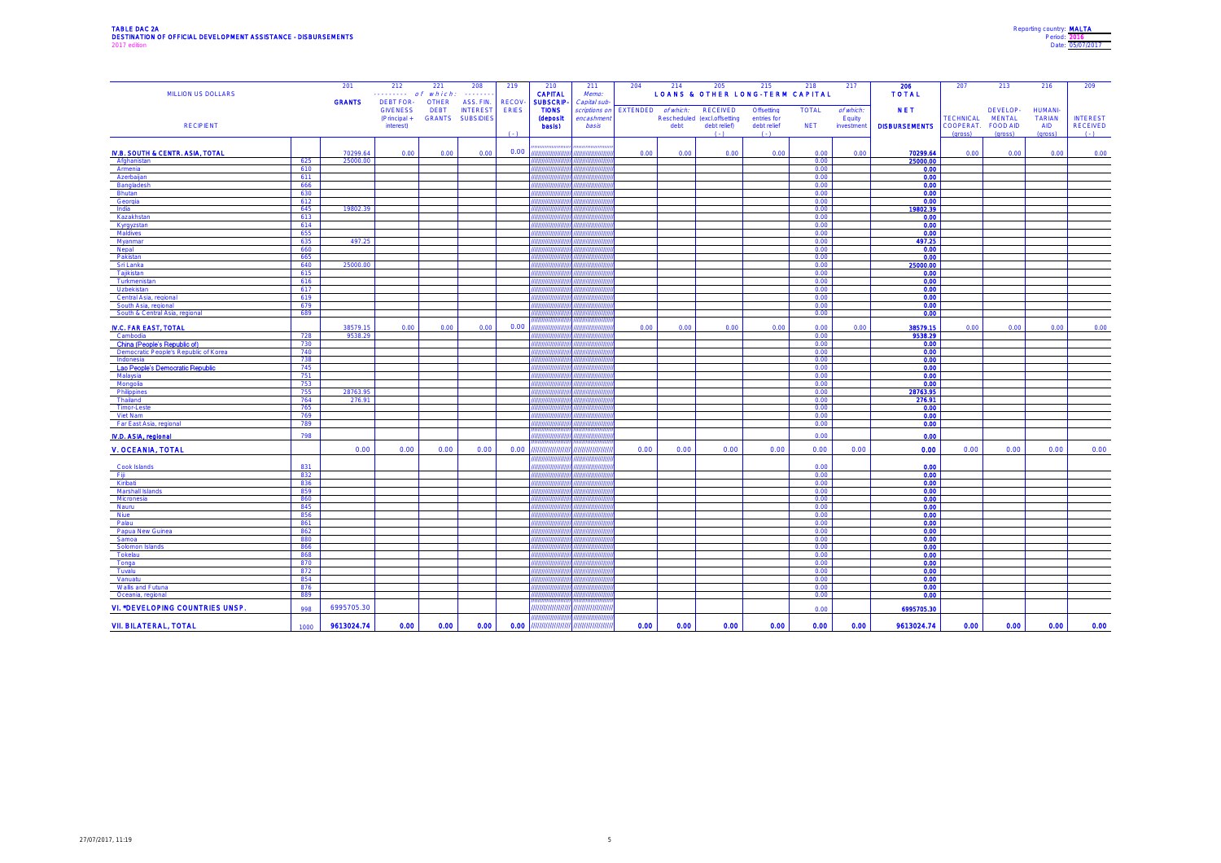**TABLE DAC 2A**
**DESTINATION OF OFFICIAL DEVELOPMENT ASSISTANCE - DISBURSEMENTS**
2017 edition

Reporting country: **MALTA**
Period: **2016**
Date: 05/07/2017

| MILLION US DOLLARS | | 201 | 212 | 221 | 208 | 219 | 210 | 211 | 204 | 214 | 205 | 215 | 218 | 217 | 206 | 207 | 213 | 216 | 209 |
|---|---|---|---|---|---|---|---|---|---|---|---|---|---|---|---|---|---|---|---|
| | | **GRANTS** | --------- of which: | | -------- | | **CAPITAL SUBSCRIP-** | Memo: Capital sub- | LOANS & OTHER LONG-TERM CAPITAL | | | | | | **TOTAL** | | | | |
| **RECIPIENT** | | | DEBT FOR-GIVENESS (Principal + interest) | OTHER DEBT GRANTS | ASS. FIN. INTEREST SUBSIDIES | RECOV-ERIES (-) | **TIONS (deposit basis)** | scriptions on encashment basis | EXTENDED | of which: Rescheduled debt | RECEIVED (excl.offsetting debt relief) (-) | Offsetting entries for debt relief (-) | TOTAL NET | of which: Equity investment | **NET DISBURSEMENTS** | TECHNICAL COOPERAT. (gross) | DEVELOP-MENTAL FOOD AID (gross) | HUMANI-TARIAN AID (gross) | INTEREST RECEIVED (-) |
| **IV.B. SOUTH & CENTR. ASIA, TOTAL** | | 70299.64 | 0.00 | 0.00 | 0.00 | 0.00 | | | 0.00 | 0.00 | 0.00 | 0.00 | 0.00 | 0.00 | **70299.64** | 0.00 | 0.00 | 0.00 | 0.00 |
| Afghanistan | 625 | 25000.00 | | | | | | | | | | | 0.00 | | **25000.00** | | | | |
| Armenia | 610 | | | | | | | | | | | | 0.00 | | **0.00** | | | | |
| Azerbaijan | 611 | | | | | | | | | | | | 0.00 | | **0.00** | | | | |
| Bangladesh | 666 | | | | | | | | | | | | 0.00 | | **0.00** | | | | |
| Bhutan | 630 | | | | | | | | | | | | 0.00 | | **0.00** | | | | |
| Georgia | 612 | | | | | | | | | | | | 0.00 | | **0.00** | | | | |
| India | 645 | 19802.39 | | | | | | | | | | | 0.00 | | **19802.39** | | | | |
| Kazakhstan | 613 | | | | | | | | | | | | 0.00 | | **0.00** | | | | |
| Kyrgyzstan | 614 | | | | | | | | | | | | 0.00 | | **0.00** | | | | |
| Maldives | 655 | | | | | | | | | | | | 0.00 | | **0.00** | | | | |
| Myanmar | 635 | 497.25 | | | | | | | | | | | 0.00 | | **497.25** | | | | |
| Nepal | 660 | | | | | | | | | | | | 0.00 | | **0.00** | | | | |
| Pakistan | 665 | | | | | | | | | | | | 0.00 | | **0.00** | | | | |
| Sri Lanka | 640 | 25000.00 | | | | | | | | | | | 0.00 | | **25000.00** | | | | |
| Tajikistan | 615 | | | | | | | | | | | | 0.00 | | **0.00** | | | | |
| Turkmenistan | 616 | | | | | | | | | | | | 0.00 | | **0.00** | | | | |
| Uzbekistan | 617 | | | | | | | | | | | | 0.00 | | **0.00** | | | | |
| Central Asia, regional | 619 | | | | | | | | | | | | 0.00 | | **0.00** | | | | |
| South Asia, regional | 679 | | | | | | | | | | | | 0.00 | | **0.00** | | | | |
| South & Central Asia, regional | 689 | | | | | | | | | | | | 0.00 | | **0.00** | | | | |
| **IV.C. FAR EAST, TOTAL** | | 38579.15 | 0.00 | 0.00 | 0.00 | 0.00 | | | 0.00 | 0.00 | 0.00 | 0.00 | 0.00 | 0.00 | **38579.15** | 0.00 | 0.00 | 0.00 | 0.00 |
| Cambodia | 728 | 9538.29 | | | | | | | | | | | 0.00 | | **9538.29** | | | | |
| China (People's Republic of) | 730 | | | | | | | | | | | | 0.00 | | **0.00** | | | | |
| Democratic People's Republic of Korea | 740 | | | | | | | | | | | | 0.00 | | **0.00** | | | | |
| Indonesia | 738 | | | | | | | | | | | | 0.00 | | **0.00** | | | | |
| Lao People's Democratic Republic | 745 | | | | | | | | | | | | 0.00 | | **0.00** | | | | |
| Malaysia | 751 | | | | | | | | | | | | 0.00 | | **0.00** | | | | |
| Mongolia | 753 | | | | | | | | | | | | 0.00 | | **0.00** | | | | |
| Philippines | 755 | 28763.95 | | | | | | | | | | | 0.00 | | **28763.95** | | | | |
| Thailand | 764 | 276.91 | | | | | | | | | | | 0.00 | | **276.91** | | | | |
| Timor-Leste | 765 | | | | | | | | | | | | 0.00 | | **0.00** | | | | |
| Viet Nam | 769 | | | | | | | | | | | | 0.00 | | **0.00** | | | | |
| Far East Asia, regional | 789 | | | | | | | | | | | | 0.00 | | **0.00** | | | | |
| **IV.D. ASIA, regional** | 798 | | | | | | | | | | | | 0.00 | | **0.00** | | | | |
| **V. OCEANIA, TOTAL** | | 0.00 | 0.00 | 0.00 | 0.00 | 0.00 | | | 0.00 | 0.00 | 0.00 | 0.00 | 0.00 | 0.00 | **0.00** | 0.00 | 0.00 | 0.00 | 0.00 |
| Cook Islands | 831 | | | | | | | | | | | | 0.00 | | **0.00** | | | | |
| Fiji | 832 | | | | | | | | | | | | 0.00 | | **0.00** | | | | |
| Kiribati | 836 | | | | | | | | | | | | 0.00 | | **0.00** | | | | |
| Marshall Islands | 859 | | | | | | | | | | | | 0.00 | | **0.00** | | | | |
| Micronesia | 860 | | | | | | | | | | | | 0.00 | | **0.00** | | | | |
| Nauru | 845 | | | | | | | | | | | | 0.00 | | **0.00** | | | | |
| Niue | 856 | | | | | | | | | | | | 0.00 | | **0.00** | | | | |
| Palau | 861 | | | | | | | | | | | | 0.00 | | **0.00** | | | | |
| Papua New Guinea | 862 | | | | | | | | | | | | 0.00 | | **0.00** | | | | |
| Samoa | 880 | | | | | | | | | | | | 0.00 | | **0.00** | | | | |
| Solomon Islands | 866 | | | | | | | | | | | | 0.00 | | **0.00** | | | | |
| Tokelau | 868 | | | | | | | | | | | | 0.00 | | **0.00** | | | | |
| Tonga | 870 | | | | | | | | | | | | 0.00 | | **0.00** | | | | |
| Tuvalu | 872 | | | | | | | | | | | | 0.00 | | **0.00** | | | | |
| Vanuatu | 854 | | | | | | | | | | | | 0.00 | | **0.00** | | | | |
| Wallis and Futuna | 876 | | | | | | | | | | | | 0.00 | | **0.00** | | | | |
| Oceania, regional | 889 | | | | | | | | | | | | 0.00 | | **0.00** | | | | |
| **VI. *DEVELOPING COUNTRIES UNSP.** | 998 | 6995705.30 | | | | | | | | | | | 0.00 | | **6995705.30** | | | | |
| **VII. BILATERAL, TOTAL** | 1000 | **9613024.74** | **0.00** | **0.00** | **0.00** | **0.00** | | | **0.00** | **0.00** | **0.00** | **0.00** | **0.00** | **0.00** | **9613024.74** | **0.00** | **0.00** | **0.00** | **0.00** |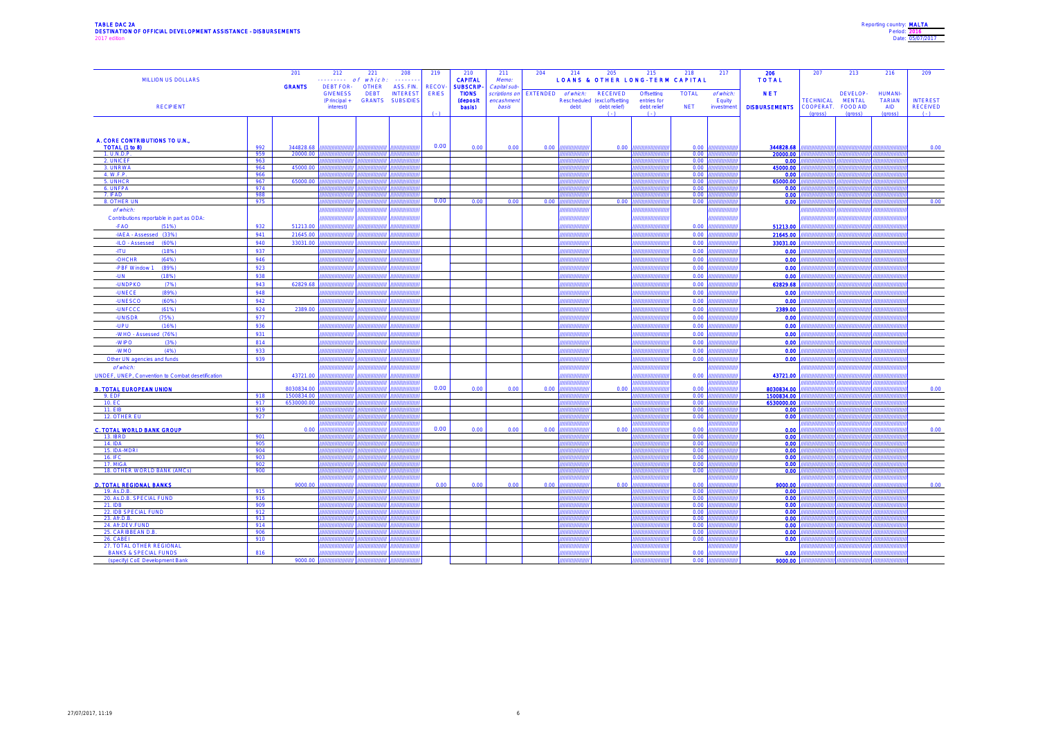**TABLE DAC 2A**
**DESTINATION OF OFFICIAL DEVELOPMENT ASSISTANCE - DISBURSEMENTS**
2017 edition

Reporting country: **MALTA**
Period: **2016**
Date: **05/07/2017**

| MILLION US DOLLARS | | 201 | 212 | 221 | 208 | 219 | 210 | 211 | 204 | 214 | 205 | 215 | 218 | 217 | 206 | 207 | 213 | 216 | 209 |
|---|---|---|---|---|---|---|---|---|---|---|---|---|---|---|---|---|---|---|---|
| | | GRANTS | ---------- of which: -------- | | | RECOV-ERIES | CAPITAL SUBSCRIP-TIONS (deposit basis) | Memo: Capital sub-scriptions on encashment basis | LOANS & OTHER LONG-TERM CAPITAL | | | | | | TOTAL | | | | |
| RECIPIENT | | | DEBT FOR-GIVENESS (Principal + interest) | OTHER DEBT GRANTS | ASS. FIN. INTEREST SUBSIDIES | (-) | | | EXTENDED | of which: Rescheduled debt | RECEIVED (excl.offsetting debt relief) (-) | Offsetting entries for debt relief (-) | TOTAL NET | of which: Equity investment | NET DISBURSEMENTS | TECHNICAL COOPERAT. (gross) | DEVELOP-MENTAL FOOD AID (gross) | HUMANI-TARIAN AID (gross) | INTEREST RECEIVED (-) |
| **A. CORE CONTRIBUTIONS TO U.N., TOTAL (1 to 8)** | 992 | 344828.68 | | | | 0.00 | 0.00 | 0.00 | 0.00 | | 0.00 | | 0.00 | | 344828.68 | | | | 0.00 |
| 1. U.N.D.P. | 959 | 20000.00 | | | | | | | | | | | 0.00 | | 20000.00 | | | | |
| 2. UNICEF | 963 | | | | | | | | | | | | 0.00 | | 0.00 | | | | |
| 3. UNRWA | 964 | 45000.00 | | | | | | | | | | | 0.00 | | 45000.00 | | | | |
| 4. W.F.P. | 966 | | | | | | | | | | | | 0.00 | | 0.00 | | | | |
| 5. UNHCR | 967 | 65000.00 | | | | | | | | | | | 0.00 | | 65000.00 | | | | |
| 6. UNFPA | 974 | | | | | | | | | | | | 0.00 | | 0.00 | | | | |
| 7. IFAD | 988 | | | | | | | | | | | | 0.00 | | 0.00 | | | | |
| 8. OTHER UN | 975 | | | | | 0.00 | 0.00 | 0.00 | 0.00 | | 0.00 | | 0.00 | | 0.00 | | | | 0.00 |
| *of which:* | | | | | | | | | | | | | | | | | | | |
| Contributions reportable in part as ODA: | | | | | | | | | | | | | | | | | | | |
| -FAO (51%) | 932 | 51213.00 | | | | | | | | | | | 0.00 | | 51213.00 | | | | |
| -IAEA - Assessed (33%) | 941 | 21645.00 | | | | | | | | | | | 0.00 | | 21645.00 | | | | |
| -ILO - Assessed (60%) | 940 | 33031.00 | | | | | | | | | | | 0.00 | | 33031.00 | | | | |
| -ITU (18%) | 937 | | | | | | | | | | | | 0.00 | | 0.00 | | | | |
| -OHCHR (64%) | 946 | | | | | | | | | | | | 0.00 | | 0.00 | | | | |
| -PBF Window 1 (89%) | 923 | | | | | | | | | | | | 0.00 | | 0.00 | | | | |
| -UN (18%) | 938 | | | | | | | | | | | | 0.00 | | 0.00 | | | | |
| -UNDPKO (7%) | 943 | 62829.68 | | | | | | | | | | | 0.00 | | 62829.68 | | | | |
| -UNECE (89%) | 948 | | | | | | | | | | | | 0.00 | | 0.00 | | | | |
| -UNESCO (60%) | 942 | | | | | | | | | | | | 0.00 | | 0.00 | | | | |
| -UNFCCC (61%) | 924 | 2389.00 | | | | | | | | | | | 0.00 | | 2389.00 | | | | |
| -UNISDR (75%) | 977 | | | | | | | | | | | | 0.00 | | 0.00 | | | | |
| -UPU (16%) | 936 | | | | | | | | | | | | 0.00 | | 0.00 | | | | |
| -WHO - Assessed (76%) | 931 | | | | | | | | | | | | 0.00 | | 0.00 | | | | |
| -WIPO (3%) | 814 | | | | | | | | | | | | 0.00 | | 0.00 | | | | |
| -WMO (4%) | 933 | | | | | | | | | | | | 0.00 | | 0.00 | | | | |
| Other UN agencies and funds | 939 | | | | | | | | | | | | 0.00 | | 0.00 | | | | |
| *of which:* | | | | | | | | | | | | | | | | | | | |
| UNDEF, UNEP, Convention to Combat desetification | | 43721.00 | | | | | | | | | | | 0.00 | | 43721.00 | | | | |
| **B. TOTAL EUROPEAN UNION** | | 8030834.00 | | | | 0.00 | 0.00 | 0.00 | 0.00 | | 0.00 | | 0.00 | | 8030834.00 | | | | 0.00 |
| 9. EDF | 918 | 1500834.00 | | | | | | | | | | | 0.00 | | 1500834.00 | | | | |
| 10. EC | 917 | 6530000.00 | | | | | | | | | | | 0.00 | | 6530000.00 | | | | |
| 11. EIB | 919 | | | | | | | | | | | | 0.00 | | 0.00 | | | | |
| 12. OTHER EU | 927 | | | | | | | | | | | | 0.00 | | 0.00 | | | | |
| **C. TOTAL WORLD BANK GROUP** | | 0.00 | | | | 0.00 | 0.00 | 0.00 | 0.00 | | 0.00 | | 0.00 | | 0.00 | | | | 0.00 |
| 13. IBRD | 901 | | | | | | | | | | | | 0.00 | | 0.00 | | | | |
| 14. IDA | 905 | | | | | | | | | | | | 0.00 | | 0.00 | | | | |
| 15. IDA-MDRI | 904 | | | | | | | | | | | | 0.00 | | 0.00 | | | | |
| 16. IFC | 903 | | | | | | | | | | | | 0.00 | | 0.00 | | | | |
| 17. MIGA | 902 | | | | | | | | | | | | 0.00 | | 0.00 | | | | |
| 18. OTHER WORLD BANK (AMCs) | 900 | | | | | | | | | | | | 0.00 | | 0.00 | | | | |
| **D. TOTAL REGIONAL BANKS** | | 9000.00 | | | | 0.00 | 0.00 | 0.00 | 0.00 | | 0.00 | | 0.00 | | 9000.00 | | | | 0.00 |
| 19. As.D.B. | 915 | | | | | | | | | | | | 0.00 | | 0.00 | | | | |
| 20. As.D.B. SPECIAL FUND | 916 | | | | | | | | | | | | 0.00 | | 0.00 | | | | |
| 21. IDB | 909 | | | | | | | | | | | | 0.00 | | 0.00 | | | | |
| 22. IDB SPECIAL FUND | 912 | | | | | | | | | | | | 0.00 | | 0.00 | | | | |
| 23. Afr.D.B. | 913 | | | | | | | | | | | | 0.00 | | 0.00 | | | | |
| 24. Afr.DEV.FUND | 914 | | | | | | | | | | | | 0.00 | | 0.00 | | | | |
| 25. CARIBBEAN D.B. | 906 | | | | | | | | | | | | 0.00 | | 0.00 | | | | |
| 26. CABEI | 910 | | | | | | | | | | | | 0.00 | | 0.00 | | | | |
| 27. TOTAL OTHER REGIONAL BANKS & SPECIAL FUNDS | 816 | | | | | | | | | | | | 0.00 | | 0.00 | | | | |
| (specify) CoE Development Bank | | 9000.00 | | | | | | | | | | | 0.00 | | 9000.00 | | | | |

27/07/2017, 11:19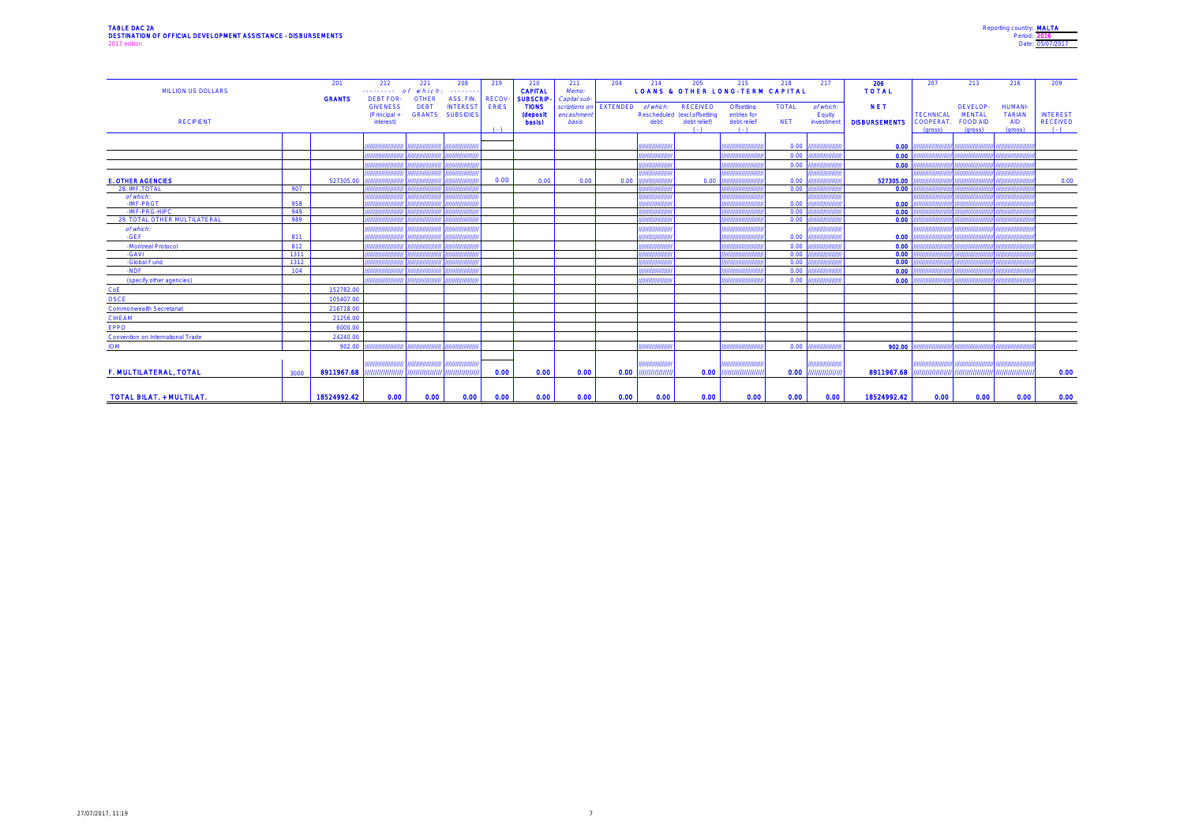**TABLE DAC 2A**
**DESTINATION OF OFFICIAL DEVELOPMENT ASSISTANCE - DISBURSEMENTS**
2017 edition

Reporting country: **MALTA**
Period: **2016**
Date: 05/07/2017

| MILLION US DOLLARS | | 201 | 212 | 221 | 208 | 219 | 210 | 211 | 204 | 214 | 205 | 215 | 218 | 217 | 206 | 207 | 213 | 216 | 209 |
|---|---|---|---|---|---|---|---|---|---|---|---|---|---|---|---|---|---|---|---|
| | | **GRANTS** | --------- of which: -------- | | | RECOV-ERIES | CAPITAL SUBSCRIP-TIONS (deposit basis) | Memo: Capital sub-scriptions on encashment basis | LOANS & OTHER LONG-TERM CAPITAL | | | | | | **TOTAL** | | | | |
| RECIPIENT | | | DEBT FOR-GIVENESS (Principal + interest) | OTHER DEBT GRANTS | ASS. FIN. INTEREST SUBSIDIES | ( - ) | | | EXTENDED | of which: Rescheduled debt | RECEIVED (excl.offsetting debt relief) ( - ) | Offsetting entries for debt relief ( - ) | TOTAL NET | of which: Equity investment | **NET DISBURSEMENTS** | TECHNICAL COOPERAT. (gross) | DEVELOP-MENTAL FOOD AID (gross) | HUMANI-TARIAN AID (gross) | INTEREST RECEIVED ( - ) |
| | | | | | | | | | | | | | 0.00 | | **0.00** | | | | |
| | | | | | | | | | | | | | 0.00 | | **0.00** | | | | |
| | | | | | | | | | | | | | 0.00 | | **0.00** | | | | |
| **E. OTHER AGENCIES** | | 527305.00 | | | | 0.00 | 0.00 | 0.00 | 0.00 | | 0.00 | | 0.00 | | **527305.00** | | | | 0.00 |
| 28. IMF,TOTAL | 907 | | | | | | | | | | | | 0.00 | | **0.00** | | | | |
| of which: -IMF-PRGT | 958 | | | | | | | | | | | | 0.00 | | **0.00** | | | | |
| -IMF-PRG-HIPC | 949 | | | | | | | | | | | | 0.00 | | **0.00** | | | | |
| 29. TOTAL OTHER MULTILATERAL | 989 | | | | | | | | | | | | 0.00 | | **0.00** | | | | |
| of which: -GEF | 811 | | | | | | | | | | | | 0.00 | | **0.00** | | | | |
| -Montreal Protocol | 812 | | | | | | | | | | | | 0.00 | | **0.00** | | | | |
| -GAVI | 1311 | | | | | | | | | | | | 0.00 | | **0.00** | | | | |
| -Global Fund | 1312 | | | | | | | | | | | | 0.00 | | **0.00** | | | | |
| -NDF | 104 | | | | | | | | | | | | 0.00 | | **0.00** | | | | |
| (specify other agencies) | | | | | | | | | | | | | 0.00 | | **0.00** | | | | |
| CoE | | 152782.00 | | | | | | | | | | | | | | | | | |
| OSCE | | 105407.00 | | | | | | | | | | | | | | | | | |
| Commonwealth Secretariat | | 216718.00 | | | | | | | | | | | | | | | | | |
| CIHEAM | | 21256.00 | | | | | | | | | | | | | | | | | |
| EPPO | | 6000.00 | | | | | | | | | | | | | | | | | |
| Convention on International Trade | | 24240.00 | | | | | | | | | | | | | | | | | |
| IOM | | 902.00 | | | | | | | | | | | 0.00 | | **902.00** | | | | |
| **F. MULTILATERAL, TOTAL** | 3000 | **8911967.68** | | | | **0.00** | **0.00** | **0.00** | **0.00** | | **0.00** | | **0.00** | | **8911967.68** | | | | **0.00** |
| **TOTAL BILAT. + MULTILAT.** | | **18524992.42** | **0.00** | **0.00** | **0.00** | **0.00** | **0.00** | **0.00** | **0.00** | **0.00** | **0.00** | **0.00** | **0.00** | **0.00** | **18524992.42** | **0.00** | **0.00** | **0.00** | **0.00** |

27/07/2017, 11:19